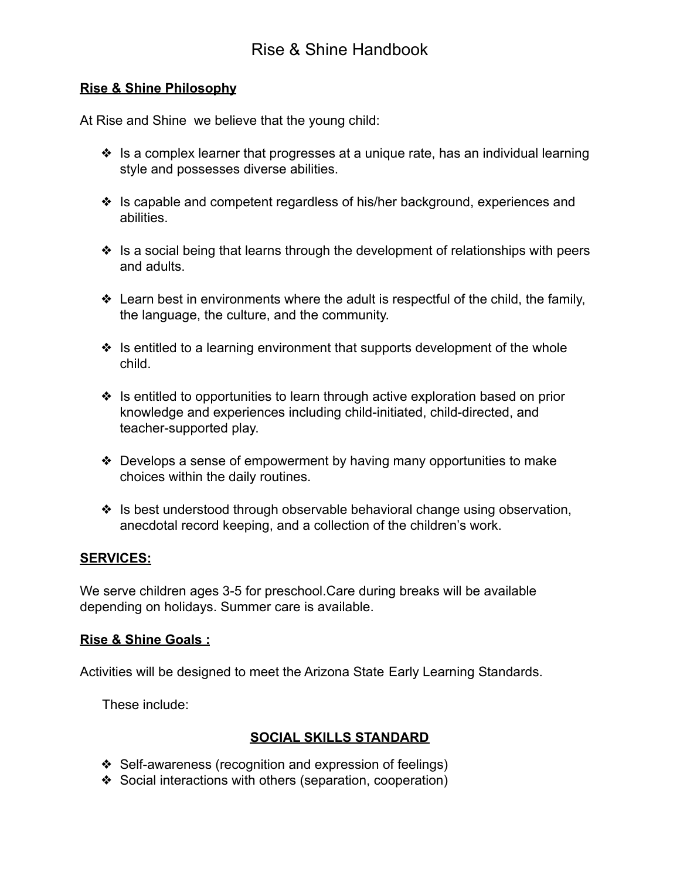# Rise & Shine Handbook

**Rise & Shine Philosophy**

At Rise and Shine  we believe that the young child:

- Is a complex learner that progresses at a unique rate, has an individual learning style and possesses diverse abilities.
- Is capable and competent regardless of his/her background, experiences and abilities.
- Is a social being that learns through the development of relationships with peers and adults.
- Learn best in environments where the adult is respectful of the child, the family, the language, the culture, and the community.
- Is entitled to a learning environment that supports development of the whole child.
- Is entitled to opportunities to learn through active exploration based on prior knowledge and experiences including child-initiated, child-directed, and teacher-supported play.
- Develops a sense of empowerment by having many opportunities to make choices within the daily routines.
- Is best understood through observable behavioral change using observation, anecdotal record keeping, and a collection of the children's work.

**SERVICES:**

We serve children ages 3-5 for preschool.Care during breaks will be available depending on holidays. Summer care is available.

**Rise & Shine Goals :**

Activities will be designed to meet the Arizona State Early Learning Standards.

These include:

**SOCIAL SKILLS STANDARD**

- Self-awareness (recognition and expression of feelings)
- Social interactions with others (separation, cooperation)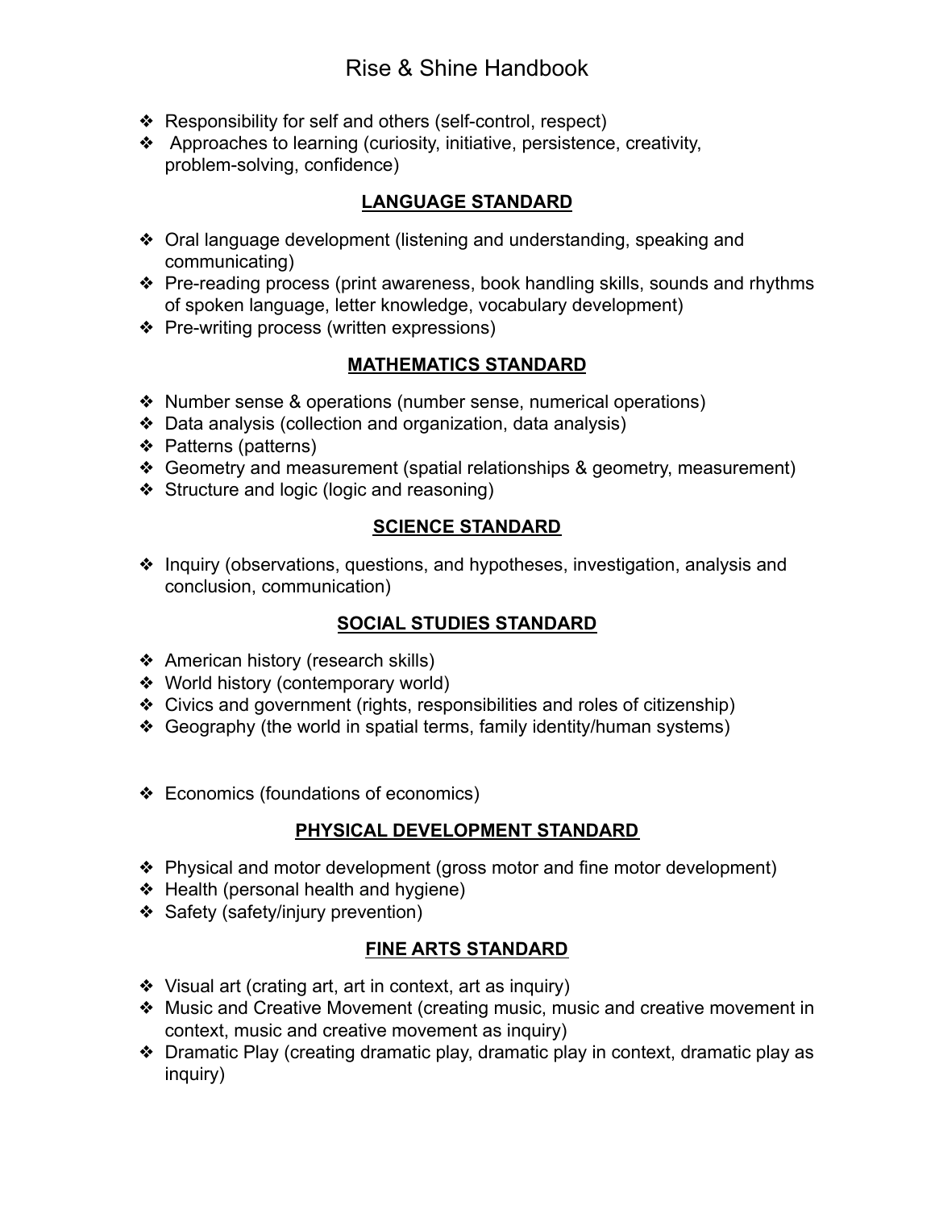- Responsibility for self and others (self-control, respect)
- Approaches to learning (curiosity, initiative, persistence, creativity, problem-solving, confidence)

## LANGUAGE STANDARD

- Oral language development (listening and understanding, speaking and communicating)
- Pre-reading process (print awareness, book handling skills, sounds and rhythms of spoken language, letter knowledge, vocabulary development)
- Pre-writing process (written expressions)

## MATHEMATICS STANDARD

- Number sense & operations (number sense, numerical operations)
- Data analysis (collection and organization, data analysis)
- Patterns (patterns)
- Geometry and measurement (spatial relationships & geometry, measurement)
- Structure and logic (logic and reasoning)

## SCIENCE STANDARD

- Inquiry (observations, questions, and hypotheses, investigation, analysis and conclusion, communication)

## SOCIAL STUDIES STANDARD

- American history (research skills)
- World history (contemporary world)
- Civics and government (rights, responsibilities and roles of citizenship)
- Geography (the world in spatial terms, family identity/human systems)
- Economics (foundations of economics)

## PHYSICAL DEVELOPMENT STANDARD

- Physical and motor development (gross motor and fine motor development)
- Health (personal health and hygiene)
- Safety (safety/injury prevention)

## FINE ARTS STANDARD

- Visual art (crating art, art in context, art as inquiry)
- Music and Creative Movement (creating music, music and creative movement in context, music and creative movement as inquiry)
- Dramatic Play (creating dramatic play, dramatic play in context, dramatic play as inquiry)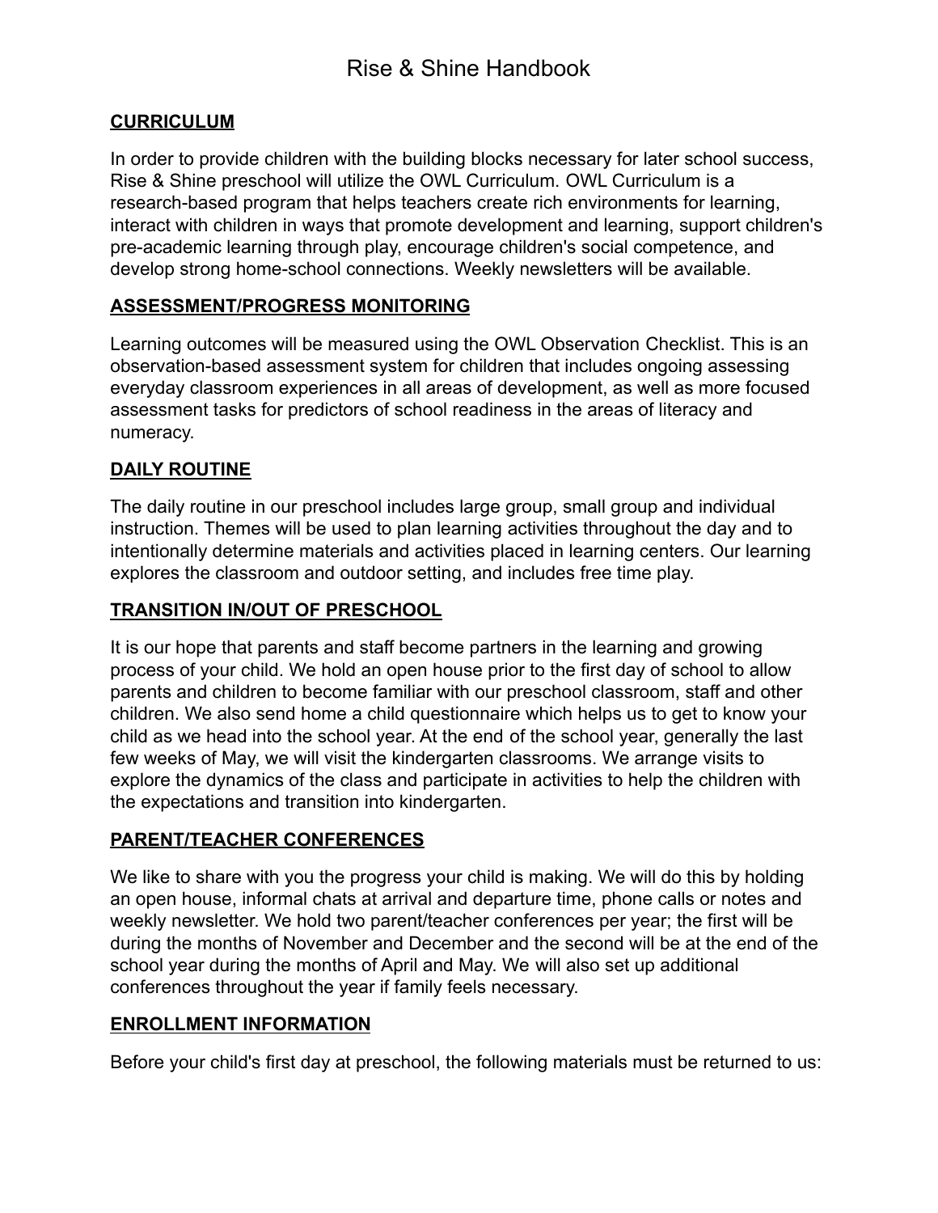## CURRICULUM

In order to provide children with the building blocks necessary for later school success, Rise & Shine preschool will utilize the OWL Curriculum. OWL Curriculum is a research-based program that helps teachers create rich environments for learning, interact with children in ways that promote development and learning, support children's pre-academic learning through play, encourage children's social competence, and develop strong home-school connections. Weekly newsletters will be available.

## ASSESSMENT/PROGRESS MONITORING

Learning outcomes will be measured using the OWL Observation Checklist. This is an observation-based assessment system for children that includes ongoing assessing everyday classroom experiences in all areas of development, as well as more focused assessment tasks for predictors of school readiness in the areas of literacy and numeracy.

## DAILY ROUTINE

The daily routine in our preschool includes large group, small group and individual instruction. Themes will be used to plan learning activities throughout the day and to intentionally determine materials and activities placed in learning centers. Our learning explores the classroom and outdoor setting, and includes free time play.

## TRANSITION IN/OUT OF PRESCHOOL

It is our hope that parents and staff become partners in the learning and growing process of your child. We hold an open house prior to the first day of school to allow parents and children to become familiar with our preschool classroom, staff and other children. We also send home a child questionnaire which helps us to get to know your child as we head into the school year. At the end of the school year, generally the last few weeks of May, we will visit the kindergarten classrooms. We arrange visits to explore the dynamics of the class and participate in activities to help the children with the expectations and transition into kindergarten.

## PARENT/TEACHER CONFERENCES

We like to share with you the progress your child is making. We will do this by holding an open house, informal chats at arrival and departure time, phone calls or notes and weekly newsletter. We hold two parent/teacher conferences per year; the first will be during the months of November and December and the second will be at the end of the school year during the months of April and May. We will also set up additional conferences throughout the year if family feels necessary.

## ENROLLMENT INFORMATION

Before your child's first day at preschool, the following materials must be returned to us: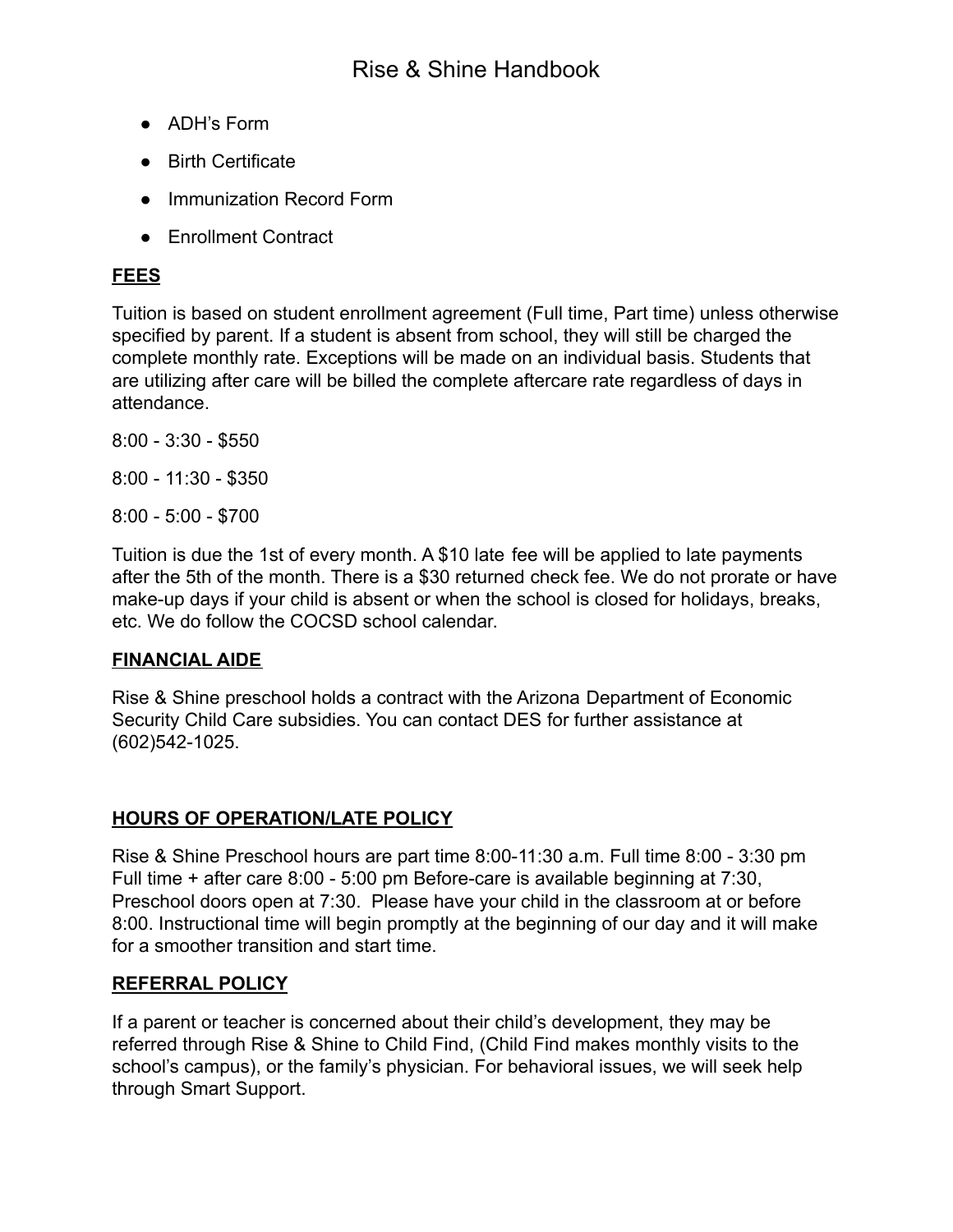- ADH's Form
- Birth Certificate
- Immunization Record Form
- Enrollment Contract

## FEES

Tuition is based on student enrollment agreement (Full time, Part time) unless otherwise specified by parent. If a student is absent from school, they will still be charged the complete monthly rate. Exceptions will be made on an individual basis. Students that are utilizing after care will be billed the complete aftercare rate regardless of days in attendance.

8:00 - 3:30 - $550

8:00 - 11:30 - $350

8:00 - 5:00 - $700

Tuition is due the 1st of every month. A $10 late fee will be applied to late payments after the 5th of the month. There is a $30 returned check fee. We do not prorate or have make-up days if your child is absent or when the school is closed for holidays, breaks, etc. We do follow the COCSD school calendar.

## FINANCIAL AIDE

Rise & Shine preschool holds a contract with the Arizona Department of Economic Security Child Care subsidies. You can contact DES for further assistance at (602)542-1025.

## HOURS OF OPERATION/LATE POLICY

Rise & Shine Preschool hours are part time 8:00-11:30 a.m. Full time 8:00 - 3:30 pm Full time + after care 8:00 - 5:00 pm Before-care is available beginning at 7:30, Preschool doors open at 7:30. Please have your child in the classroom at or before 8:00. Instructional time will begin promptly at the beginning of our day and it will make for a smoother transition and start time.

## REFERRAL POLICY

If a parent or teacher is concerned about their child's development, they may be referred through Rise & Shine to Child Find, (Child Find makes monthly visits to the school's campus), or the family's physician. For behavioral issues, we will seek help through Smart Support.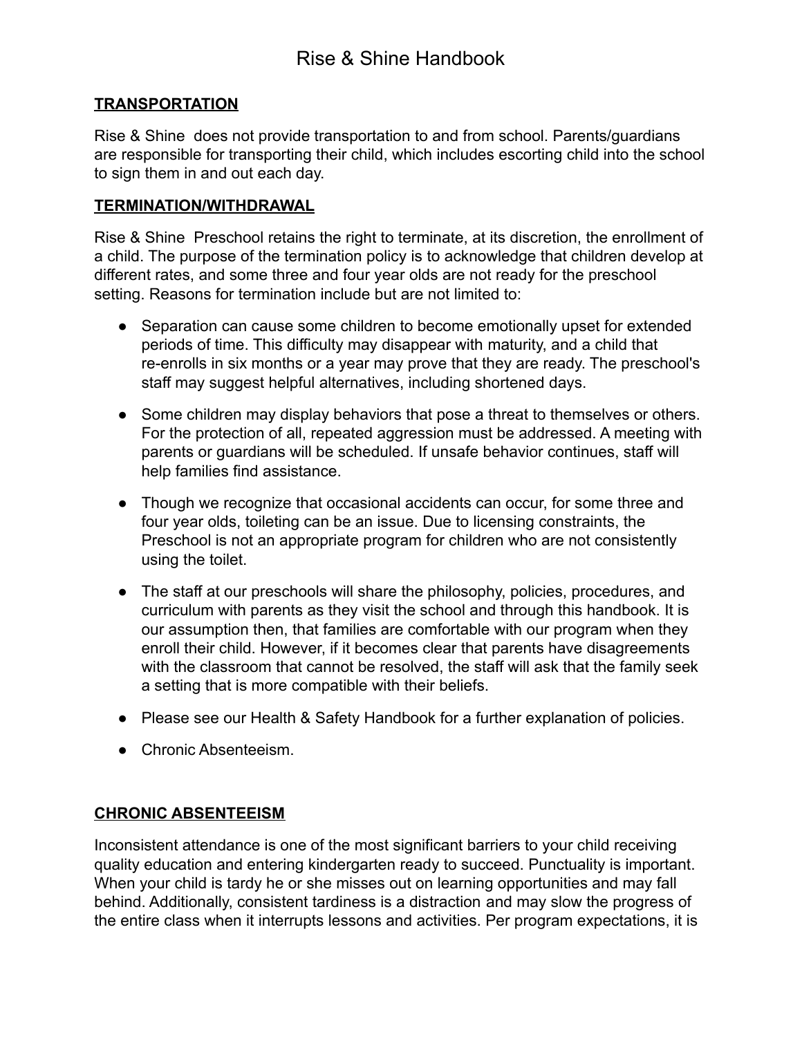## TRANSPORTATION

Rise & Shine  does not provide transportation to and from school. Parents/guardians are responsible for transporting their child, which includes escorting child into the school to sign them in and out each day.

## TERMINATION/WITHDRAWAL

Rise & Shine  Preschool retains the right to terminate, at its discretion, the enrollment of a child. The purpose of the termination policy is to acknowledge that children develop at different rates, and some three and four year olds are not ready for the preschool setting. Reasons for termination include but are not limited to:

- Separation can cause some children to become emotionally upset for extended periods of time. This difficulty may disappear with maturity, and a child that re-enrolls in six months or a year may prove that they are ready. The preschool's staff may suggest helpful alternatives, including shortened days.
- Some children may display behaviors that pose a threat to themselves or others. For the protection of all, repeated aggression must be addressed. A meeting with parents or guardians will be scheduled. If unsafe behavior continues, staff will help families find assistance.
- Though we recognize that occasional accidents can occur, for some three and four year olds, toileting can be an issue. Due to licensing constraints, the Preschool is not an appropriate program for children who are not consistently using the toilet.
- The staff at our preschools will share the philosophy, policies, procedures, and curriculum with parents as they visit the school and through this handbook. It is our assumption then, that families are comfortable with our program when they enroll their child. However, if it becomes clear that parents have disagreements with the classroom that cannot be resolved, the staff will ask that the family seek a setting that is more compatible with their beliefs.
- Please see our Health & Safety Handbook for a further explanation of policies.
- Chronic Absenteeism.

## CHRONIC ABSENTEEISM

Inconsistent attendance is one of the most significant barriers to your child receiving quality education and entering kindergarten ready to succeed. Punctuality is important. When your child is tardy he or she misses out on learning opportunities and may fall behind. Additionally, consistent tardiness is a distraction and may slow the progress of the entire class when it interrupts lessons and activities. Per program expectations, it is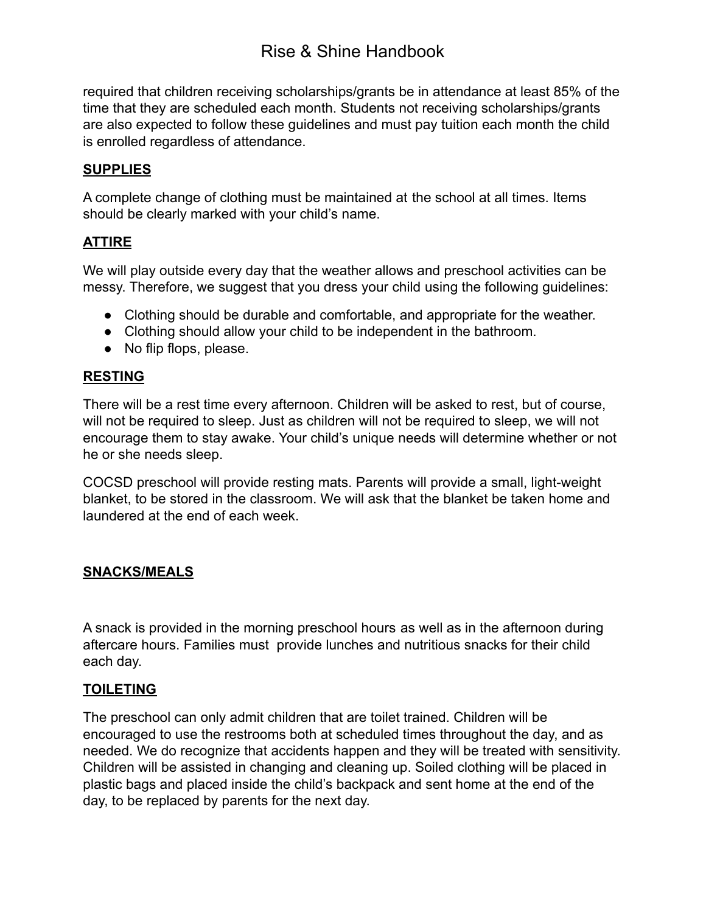required that children receiving scholarships/grants be in attendance at least 85% of the time that they are scheduled each month. Students not receiving scholarships/grants are also expected to follow these guidelines and must pay tuition each month the child is enrolled regardless of attendance.

## SUPPLIES

A complete change of clothing must be maintained at the school at all times. Items should be clearly marked with your child's name.

## ATTIRE

We will play outside every day that the weather allows and preschool activities can be messy. Therefore, we suggest that you dress your child using the following guidelines:

- Clothing should be durable and comfortable, and appropriate for the weather.
- Clothing should allow your child to be independent in the bathroom.
- No flip flops, please.

## RESTING

There will be a rest time every afternoon. Children will be asked to rest, but of course, will not be required to sleep. Just as children will not be required to sleep, we will not encourage them to stay awake. Your child's unique needs will determine whether or not he or she needs sleep.

COCSD preschool will provide resting mats. Parents will provide a small, light-weight blanket, to be stored in the classroom. We will ask that the blanket be taken home and laundered at the end of each week.

## SNACKS/MEALS

A snack is provided in the morning preschool hours as well as in the afternoon during aftercare hours. Families must provide lunches and nutritious snacks for their child each day.

## TOILETING

The preschool can only admit children that are toilet trained. Children will be encouraged to use the restrooms both at scheduled times throughout the day, and as needed. We do recognize that accidents happen and they will be treated with sensitivity. Children will be assisted in changing and cleaning up. Soiled clothing will be placed in plastic bags and placed inside the child's backpack and sent home at the end of the day, to be replaced by parents for the next day.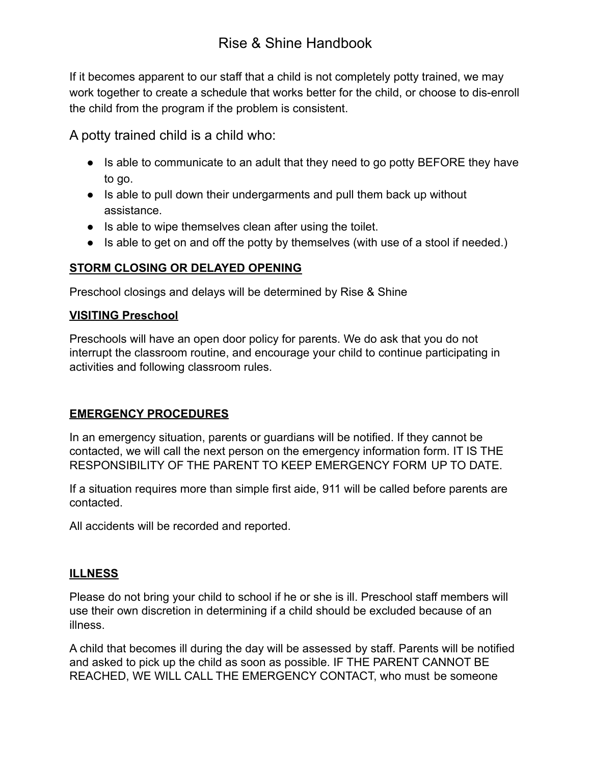If it becomes apparent to our staff that a child is not completely potty trained, we may work together to create a schedule that works better for the child, or choose to dis-enroll the child from the program if the problem is consistent.

A potty trained child is a child who:

- Is able to communicate to an adult that they need to go potty BEFORE they have to go.
- Is able to pull down their undergarments and pull them back up without assistance.
- Is able to wipe themselves clean after using the toilet.
- Is able to get on and off the potty by themselves (with use of a stool if needed.)

**STORM CLOSING OR DELAYED OPENING**

Preschool closings and delays will be determined by Rise & Shine

**VISITING Preschool**

Preschools will have an open door policy for parents. We do ask that you do not interrupt the classroom routine, and encourage your child to continue participating in activities and following classroom rules.

**EMERGENCY PROCEDURES**

In an emergency situation, parents or guardians will be notified. If they cannot be contacted, we will call the next person on the emergency information form. IT IS THE RESPONSIBILITY OF THE PARENT TO KEEP EMERGENCY FORM UP TO DATE.

If a situation requires more than simple first aide, 911 will be called before parents are contacted.

All accidents will be recorded and reported.

**ILLNESS**

Please do not bring your child to school if he or she is ill. Preschool staff members will use their own discretion in determining if a child should be excluded because of an illness.

A child that becomes ill during the day will be assessed by staff. Parents will be notified and asked to pick up the child as soon as possible. IF THE PARENT CANNOT BE REACHED, WE WILL CALL THE EMERGENCY CONTACT, who must be someone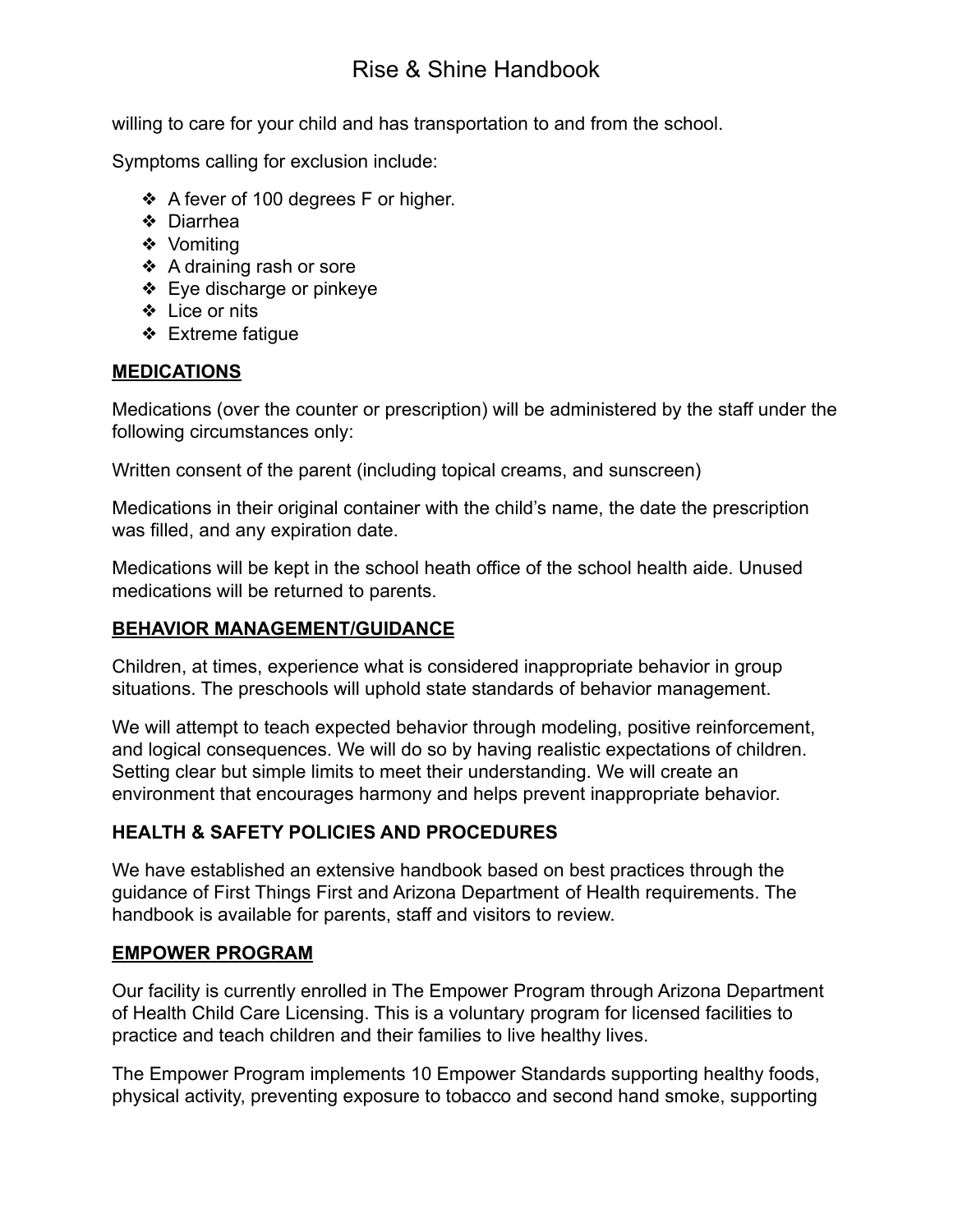willing to care for your child and has transportation to and from the school.

Symptoms calling for exclusion include:

- A fever of 100 degrees F or higher.
- Diarrhea
- Vomiting
- A draining rash or sore
- Eye discharge or pinkeye
- Lice or nits
- Extreme fatigue

## MEDICATIONS

Medications (over the counter or prescription) will be administered by the staff under the following circumstances only:

Written consent of the parent (including topical creams, and sunscreen)

Medications in their original container with the child's name, the date the prescription was filled, and any expiration date.

Medications will be kept in the school heath office of the school health aide. Unused medications will be returned to parents.

## BEHAVIOR MANAGEMENT/GUIDANCE

Children, at times, experience what is considered inappropriate behavior in group situations. The preschools will uphold state standards of behavior management.

We will attempt to teach expected behavior through modeling, positive reinforcement, and logical consequences. We will do so by having realistic expectations of children. Setting clear but simple limits to meet their understanding. We will create an environment that encourages harmony and helps prevent inappropriate behavior.

## HEALTH & SAFETY POLICIES AND PROCEDURES

We have established an extensive handbook based on best practices through the guidance of First Things First and Arizona Department of Health requirements. The handbook is available for parents, staff and visitors to review.

## EMPOWER PROGRAM

Our facility is currently enrolled in The Empower Program through Arizona Department of Health Child Care Licensing. This is a voluntary program for licensed facilities to practice and teach children and their families to live healthy lives.

The Empower Program implements 10 Empower Standards supporting healthy foods, physical activity, preventing exposure to tobacco and second hand smoke, supporting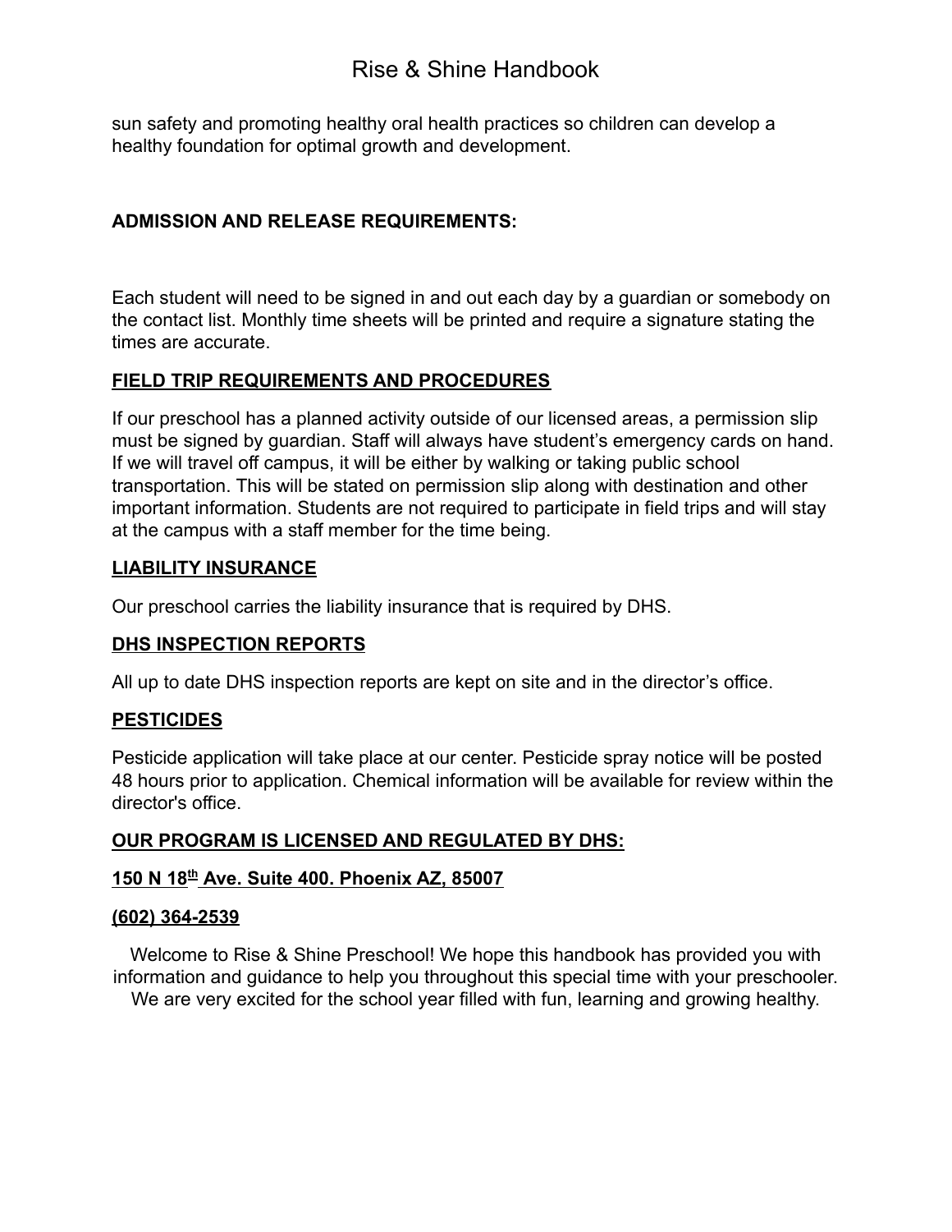sun safety and promoting healthy oral health practices so children can develop a healthy foundation for optimal growth and development.

**ADMISSION AND RELEASE REQUIREMENTS:**

Each student will need to be signed in and out each day by a guardian or somebody on the contact list. Monthly time sheets will be printed and require a signature stating the times are accurate.

## FIELD TRIP REQUIREMENTS AND PROCEDURES

If our preschool has a planned activity outside of our licensed areas, a permission slip must be signed by guardian. Staff will always have student's emergency cards on hand. If we will travel off campus, it will be either by walking or taking public school transportation. This will be stated on permission slip along with destination and other important information. Students are not required to participate in field trips and will stay at the campus with a staff member for the time being.

## LIABILITY INSURANCE

Our preschool carries the liability insurance that is required by DHS.

## DHS INSPECTION REPORTS

All up to date DHS inspection reports are kept on site and in the director's office.

## PESTICIDES

Pesticide application will take place at our center. Pesticide spray notice will be posted 48 hours prior to application. Chemical information will be available for review within the director's office.

## OUR PROGRAM IS LICENSED AND REGULATED BY DHS:

**150 N 18th Ave. Suite 400. Phoenix AZ, 85007**

**(602) 364-2539**

Welcome to Rise & Shine Preschool! We hope this handbook has provided you with information and guidance to help you throughout this special time with your preschooler. We are very excited for the school year filled with fun, learning and growing healthy.